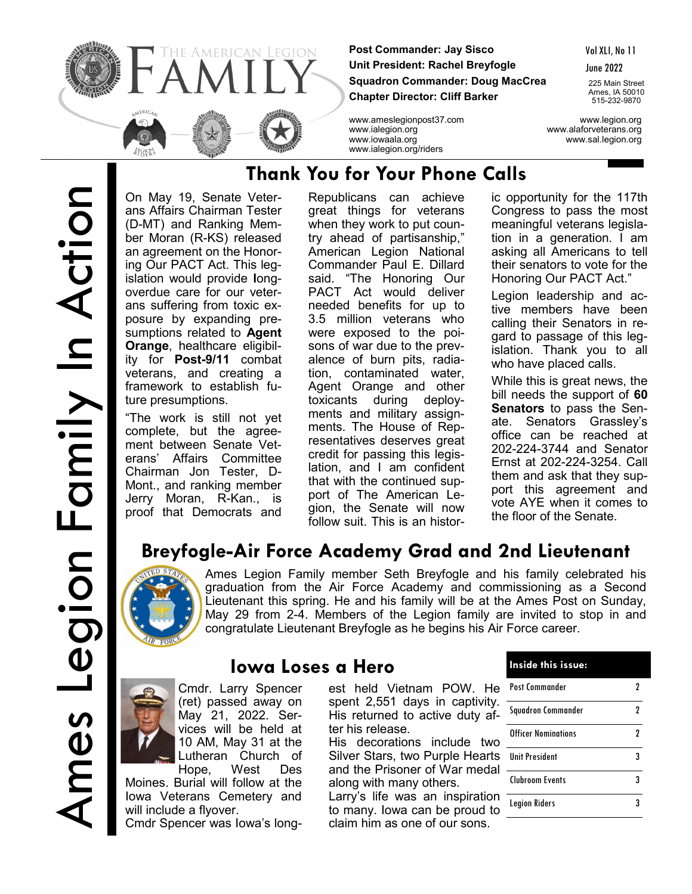# THE AMERICAN LEGION FAMILY

**Post Commander: Jay Sisco**
**Unit President: Rachel Breyfogle**
**Squadron Commander: Doug MacCrea**
**Chapter Director: Cliff Barker**

Vol XLI, No 11
June 2022

225 Main Street
Ames, IA 50010
515-232-9870

www.ameslegionpost37.com
www.ialegion.org
www.iowaala.org
www.ialegion.org/riders

www.legion.org
www.alaforveterans.org
www.sal.legion.org

Ames Legion Family In Action

## Thank You for Your Phone Calls

On May 19, Senate Veterans Affairs Chairman Tester (D-MT) and Ranking Member Moran (R-KS) released an agreement on the Honoring Our PACT Act. This legislation would provide long-overdue care for our veterans suffering from toxic exposure by expanding presumptions related to **Agent Orange**, healthcare eligibility for **Post-9/11** combat veterans, and creating a framework to establish future presumptions.

"The work is still not yet complete, but the agreement between Senate Veterans' Affairs Committee Chairman Jon Tester, D-Mont., and ranking member Jerry Moran, R-Kan., is proof that Democrats and Republicans can achieve great things for veterans when they work to put country ahead of partisanship," American Legion National Commander Paul E. Dillard said. "The Honoring Our PACT Act would deliver needed benefits for up to 3.5 million veterans who were exposed to the poisons of war due to the prevalence of burn pits, radiation, contaminated water, Agent Orange and other toxicants during deployments and military assignments. The House of Representatives deserves great credit for passing this legislation, and I am confident that with the continued support of The American Legion, the Senate will now follow suit. This is an historic opportunity for the 117th Congress to pass the most meaningful veterans legislation in a generation. I am asking all Americans to tell their senators to vote for the Honoring Our PACT Act."

Legion leadership and active members have been calling their Senators in regard to passage of this legislation. Thank you to all who have placed calls.

While this is great news, the bill needs the support of **60 Senators** to pass the Senate. Senators Grassley's office can be reached at 202-224-3744 and Senator Ernst at 202-224-3254. Call them and ask that they support this agreement and vote AYE when it comes to the floor of the Senate.

## Breyfogle-Air Force Academy Grad and 2nd Lieutenant

Ames Legion Family member Seth Breyfogle and his family celebrated his graduation from the Air Force Academy and commissioning as a Second Lieutenant this spring. He and his family will be at the Ames Post on Sunday, May 29 from 2-4. Members of the Legion family are invited to stop in and congratulate Lieutenant Breyfogle as he begins his Air Force career.

## Iowa Loses a Hero

Cmdr. Larry Spencer (ret) passed away on May 21, 2022. Services will be held at 10 AM, May 31 at the Lutheran Church of Hope, West Des Moines. Burial will follow at the Iowa Veterans Cemetery and will include a flyover.

Cmdr Spencer was Iowa's longest held Vietnam POW. He spent 2,551 days in captivity. His returned to active duty after his release.

His decorations include two Silver Stars, two Purple Hearts and the Prisoner of War medal along with many others.

Larry's life was an inspiration to many. Iowa can be proud to claim him as one of our sons.

| Inside this issue: | |
|---|---|
| Post Commander | 2 |
| Squadron Commander | 2 |
| Officer Nominations | 2 |
| Unit President | 3 |
| Clubroom Events | 3 |
| Legion Riders | 3 |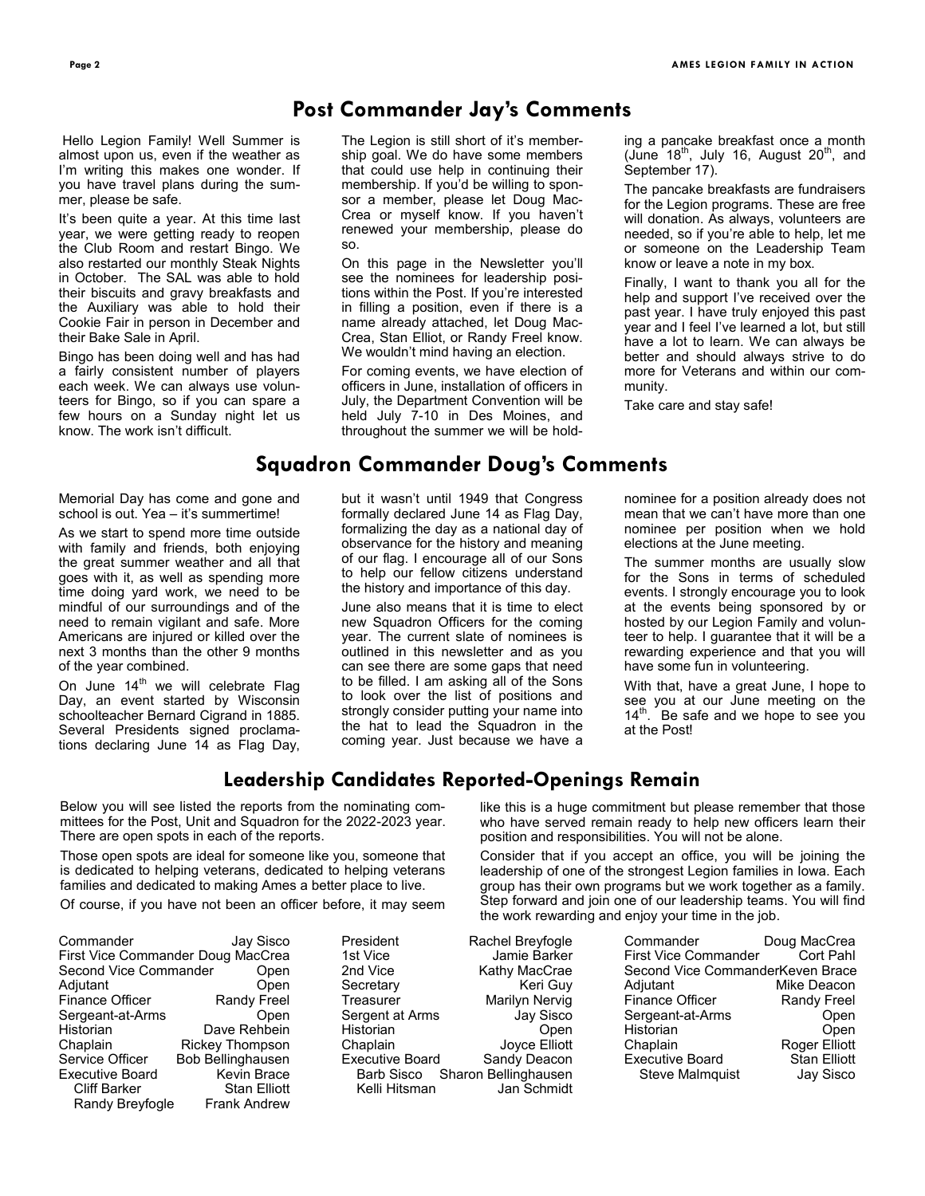## Post Commander Jay's Comments

Hello Legion Family! Well Summer is almost upon us, even if the weather as I'm writing this makes one wonder. If you have travel plans during the summer, please be safe.

It's been quite a year. At this time last year, we were getting ready to reopen the Club Room and restart Bingo. We also restarted our monthly Steak Nights in October. The SAL was able to hold their biscuits and gravy breakfasts and the Auxiliary was able to hold their Cookie Fair in person in December and their Bake Sale in April.

Bingo has been doing well and has had a fairly consistent number of players each week. We can always use volunteers for Bingo, so if you can spare a few hours on a Sunday night let us know. The work isn't difficult.

The Legion is still short of it's membership goal. We do have some members that could use help in continuing their membership. If you'd be willing to sponsor a member, please let Doug MacCrea or myself know. If you haven't renewed your membership, please do so.

On this page in the Newsletter you'll see the nominees for leadership positions within the Post. If you're interested in filling a position, even if there is a name already attached, let Doug MacCrea, Stan Elliot, or Randy Freel know. We wouldn't mind having an election.

For coming events, we have election of officers in June, installation of officers in July, the Department Convention will be held July 7-10 in Des Moines, and throughout the summer we will be holding a pancake breakfast once a month (June 18th, July 16, August 20th, and September 17).

The pancake breakfasts are fundraisers for the Legion programs. These are free will donation. As always, volunteers are needed, so if you're able to help, let me or someone on the Leadership Team know or leave a note in my box.

Finally, I want to thank you all for the help and support I've received over the past year. I have truly enjoyed this past year and I feel I've learned a lot, but still have a lot to learn. We can always be better and should always strive to do more for Veterans and within our community.

Take care and stay safe!

## Squadron Commander Doug's Comments

Memorial Day has come and gone and school is out. Yea – it's summertime!

As we start to spend more time outside with family and friends, both enjoying the great summer weather and all that goes with it, as well as spending more time doing yard work, we need to be mindful of our surroundings and of the need to remain vigilant and safe. More Americans are injured or killed over the next 3 months than the other 9 months of the year combined.

On June 14th we will celebrate Flag Day, an event started by Wisconsin schoolteacher Bernard Cigrand in 1885. Several Presidents signed proclamations declaring June 14 as Flag Day, but it wasn't until 1949 that Congress formally declared June 14 as Flag Day, formalizing the day as a national day of observance for the history and meaning of our flag. I encourage all of our Sons to help our fellow citizens understand the history and importance of this day.

June also means that it is time to elect new Squadron Officers for the coming year. The current slate of nominees is outlined in this newsletter and as you can see there are some gaps that need to be filled. I am asking all of the Sons to look over the list of positions and strongly consider putting your name into the hat to lead the Squadron in the coming year. Just because we have a nominee for a position already does not mean that we can't have more than one nominee per position when we hold elections at the June meeting.

The summer months are usually slow for the Sons in terms of scheduled events. I strongly encourage you to look at the events being sponsored by or hosted by our Legion Family and volunteer to help. I guarantee that it will be a rewarding experience and that you will have some fun in volunteering.

With that, have a great June, I hope to see you at our June meeting on the 14th. Be safe and we hope to see you at the Post!

## Leadership Candidates Reported-Openings Remain

Below you will see listed the reports from the nominating committees for the Post, Unit and Squadron for the 2022-2023 year. There are open spots in each of the reports.

Those open spots are ideal for someone like you, someone that is dedicated to helping veterans, dedicated to helping veterans families and dedicated to making Ames a better place to live.

Of course, if you have not been an officer before, it may seem like this is a huge commitment but please remember that those who have served remain ready to help new officers learn their position and responsibilities. You will not be alone.

Consider that if you accept an office, you will be joining the leadership of one of the strongest Legion families in Iowa. Each group has their own programs but we work together as a family. Step forward and join one of our leadership teams. You will find the work rewarding and enjoy your time in the job.

| Position | Nominee |
|---|---|
| Commander | Jay Sisco |
| First Vice Commander | Doug MacCrea |
| Second Vice Commander | Open |
| Adjutant | Open |
| Finance Officer | Randy Freel |
| Sergeant-at-Arms | Open |
| Historian | Dave Rehbein |
| Chaplain | Rickey Thompson |
| Service Officer | Bob Bellinghausen |
| Executive Board | Kevin Brace |
| Cliff Barker | Stan Elliott |
| Randy Breyfogle | Frank Andrew |

| Position | Nominee |
|---|---|
| President | Rachel Breyfogle |
| 1st Vice | Jamie Barker |
| 2nd Vice | Kathy MacCrae |
| Secretary | Keri Guy |
| Treasurer | Marilyn Nervig |
| Sergent at Arms | Jay Sisco |
| Historian | Open |
| Chaplain | Joyce Elliott |
| Executive Board | Sandy Deacon |
| Barb Sisco | Sharon Bellinghausen |
| Kelli Hitsman | Jan Schmidt |

| Position | Nominee |
|---|---|
| Commander | Doug MacCrea |
| First Vice Commander | Cort Pahl |
| Second Vice Commander | Keven Brace |
| Adjutant | Mike Deacon |
| Finance Officer | Randy Freel |
| Sergeant-at-Arms | Open |
| Historian | Open |
| Chaplain | Roger Elliott |
| Executive Board | Stan Elliott |
| Steve Malmquist | Jay Sisco |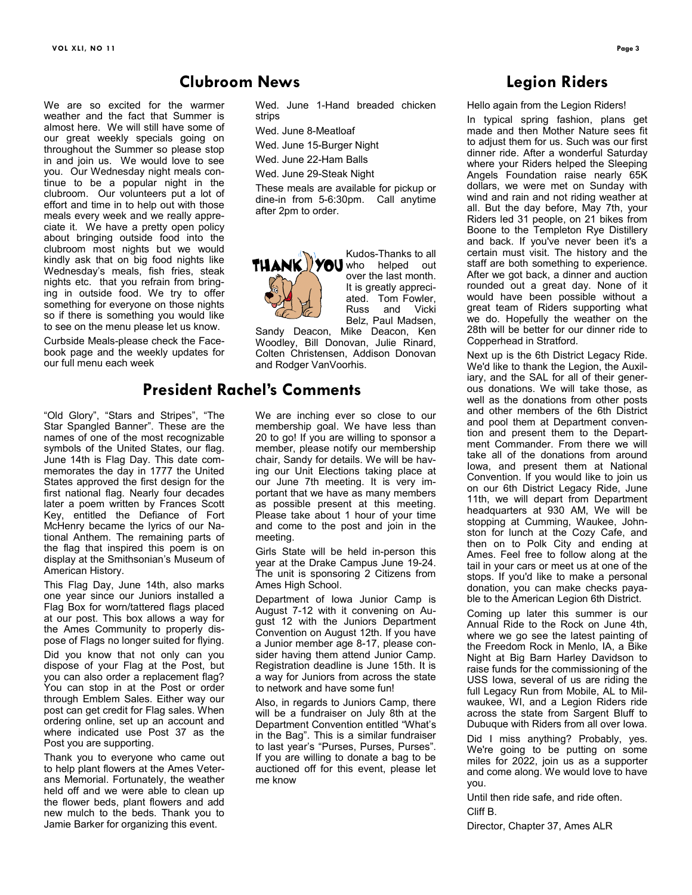## Clubroom News

We are so excited for the warmer weather and the fact that Summer is almost here. We will still have some of our great weekly specials going on throughout the Summer so please stop in and join us. We would love to see you. Our Wednesday night meals continue to be a popular night in the clubroom. Our volunteers put a lot of effort and time in to help out with those meals every week and we really appreciate it. We have a pretty open policy about bringing outside food into the clubroom most nights but we would kindly ask that on big food nights like Wednesday's meals, fish fries, steak nights etc. that you refrain from bringing in outside food. We try to offer something for everyone on those nights so if there is something you would like to see on the menu please let us know.

Curbside Meals-please check the Facebook page and the weekly updates for our full menu each week

Wed. June 1-Hand breaded chicken strips

Wed. June 8-Meatloaf

Wed. June 15-Burger Night

Wed. June 22-Ham Balls

Wed. June 29-Steak Night

These meals are available for pickup or dine-in from 5-6:30pm. Call anytime after 2pm to order.

Kudos-Thanks to all who helped out over the last month. It is greatly appreciated. Tom Fowler, Russ and Vicki Belz, Paul Madsen, Sandy Deacon, Mike Deacon, Ken Woodley, Bill Donovan, Julie Rinard, Colten Christensen, Addison Donovan and Rodger VanVoorhis.

## President Rachel's Comments

"Old Glory", "Stars and Stripes", "The Star Spangled Banner". These are the names of one of the most recognizable symbols of the United States, our flag. June 14th is Flag Day. This date commemorates the day in 1777 the United States approved the first design for the first national flag. Nearly four decades later a poem written by Frances Scott Key, entitled the Defiance of Fort McHenry became the lyrics of our National Anthem. The remaining parts of the flag that inspired this poem is on display at the Smithsonian's Museum of American History.

This Flag Day, June 14th, also marks one year since our Juniors installed a Flag Box for worn/tattered flags placed at our post. This box allows a way for the Ames Community to properly dispose of Flags no longer suited for flying.

Did you know that not only can you dispose of your Flag at the Post, but you can also order a replacement flag? You can stop in at the Post or order through Emblem Sales. Either way our post can get credit for Flag sales. When ordering online, set up an account and where indicated use Post 37 as the Post you are supporting.

Thank you to everyone who came out to help plant flowers at the Ames Veterans Memorial. Fortunately, the weather held off and we were able to clean up the flower beds, plant flowers and add new mulch to the beds. Thank you to Jamie Barker for organizing this event.

We are inching ever so close to our membership goal. We have less than 20 to go! If you are willing to sponsor a member, please notify our membership chair, Sandy for details. We will be having our Unit Elections taking place at our June 7th meeting. It is very important that we have as many members as possible present at this meeting. Please take about 1 hour of your time and come to the post and join in the meeting.

Girls State will be held in-person this year at the Drake Campus June 19-24. The unit is sponsoring 2 Citizens from Ames High School.

Department of Iowa Junior Camp is August 7-12 with it convening on August 12 with the Juniors Department Convention on August 12th. If you have a Junior member age 8-17, please consider having them attend Junior Camp. Registration deadline is June 15th. It is a way for Juniors from across the state to network and have some fun!

Also, in regards to Juniors Camp, there will be a fundraiser on July 8th at the Department Convention entitled "What's in the Bag". This is a similar fundraiser to last year's "Purses, Purses, Purses". If you are willing to donate a bag to be auctioned off for this event, please let me know

## Legion Riders

Hello again from the Legion Riders!

In typical spring fashion, plans get made and then Mother Nature sees fit to adjust them for us. Such was our first dinner ride. After a wonderful Saturday where your Riders helped the Sleeping Angels Foundation raise nearly 65K dollars, we were met on Sunday with wind and rain and not riding weather at all. But the day before, May 7th, your Riders led 31 people, on 21 bikes from Boone to the Templeton Rye Distillery and back. If you've never been it's a certain must visit. The history and the staff are both something to experience. After we got back, a dinner and auction rounded out a great day. None of it would have been possible without a great team of Riders supporting what we do. Hopefully the weather on the 28th will be better for our dinner ride to Copperhead in Stratford.

Next up is the 6th District Legacy Ride. We'd like to thank the Legion, the Auxiliary, and the SAL for all of their generous donations. We will take those, as well as the donations from other posts and other members of the 6th District and pool them at Department convention and present them to the Department Commander. From there we will take all of the donations from around Iowa, and present them at National Convention. If you would like to join us on our 6th District Legacy Ride, June 11th, we will depart from Department headquarters at 930 AM, We will be stopping at Cumming, Waukee, Johnston for lunch at the Cozy Cafe, and then on to Polk City and ending at Ames. Feel free to follow along at the tail in your cars or meet us at one of the stops. If you'd like to make a personal donation, you can make checks payable to the American Legion 6th District.

Coming up later this summer is our Annual Ride to the Rock on June 4th, where we go see the latest painting of the Freedom Rock in Menlo, IA, a Bike Night at Big Barn Harley Davidson to raise funds for the commissioning of the USS Iowa, several of us are riding the full Legacy Run from Mobile, AL to Milwaukee, WI, and a Legion Riders ride across the state from Sargent Bluff to Dubuque with Riders from all over Iowa.

Did I miss anything? Probably, yes. We're going to be putting on some miles for 2022, join us as a supporter and come along. We would love to have you.

Until then ride safe, and ride often.

Cliff B.

Director, Chapter 37, Ames ALR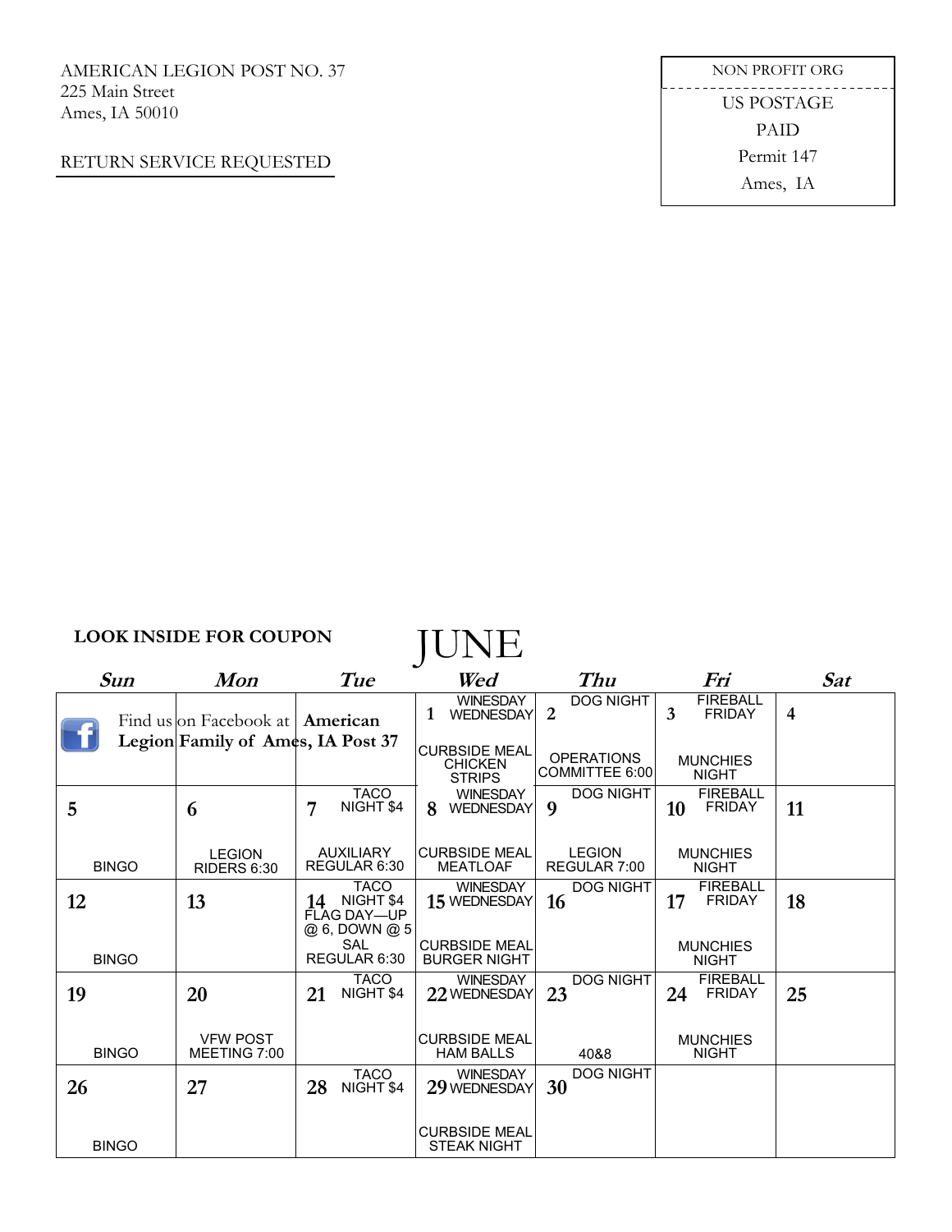AMERICAN LEGION POST NO. 37
225 Main Street
Ames, IA 50010

RETURN SERVICE REQUESTED

NON PROFIT ORG
US POSTAGE
PAID
Permit 147
Ames, IA

**LOOK INSIDE FOR COUPON**

# JUNE

| *Sun* | *Mon* | *Tue* | *Wed* | *Thu* | *Fri* | *Sat* |
|---|---|---|---|---|---|---|
| Find us on Facebook at **American Legion Family of Ames, IA Post 37** | | | 1 WINESDAY WEDNESDAY CURBSIDE MEAL CHICKEN STRIPS | 2 DOG NIGHT OPERATIONS COMMITTEE 6:00 | 3 FIREBALL FRIDAY MUNCHIES NIGHT | 4 |
| 5 BINGO | 6 LEGION RIDERS 6:30 | 7 TACO NIGHT $4 AUXILIARY REGULAR 6:30 | 8 WINESDAY WEDNESDAY CURBSIDE MEAL MEATLOAF | 9 DOG NIGHT LEGION REGULAR 7:00 | 10 FIREBALL FRIDAY MUNCHIES NIGHT | 11 |
| 12 BINGO | 13 | 14 TACO NIGHT $4 FLAG DAY—UP @ 6, DOWN @ 5 SAL REGULAR 6:30 | 15 WINESDAY WEDNESDAY CURBSIDE MEAL BURGER NIGHT | 16 DOG NIGHT | 17 FIREBALL FRIDAY MUNCHIES NIGHT | 18 |
| 19 BINGO | 20 VFW POST MEETING 7:00 | 21 TACO NIGHT $4 | 22 WINESDAY WEDNESDAY CURBSIDE MEAL HAM BALLS | 23 DOG NIGHT 40&8 | 24 FIREBALL FRIDAY MUNCHIES NIGHT | 25 |
| 26 BINGO | 27 | 28 TACO NIGHT $4 | 29 WINESDAY WEDNESDAY CURBSIDE MEAL STEAK NIGHT | 30 DOG NIGHT | | |